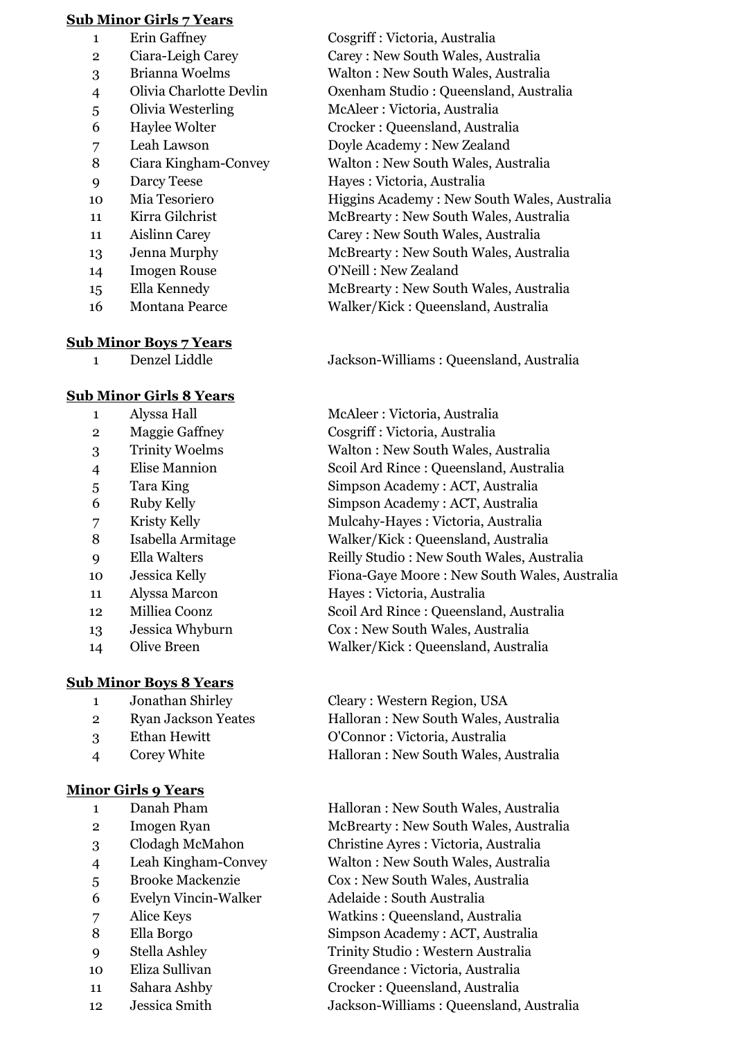## Sub Minor Girls 7 Years

| | | |
|---|---|---|
| 1 | Erin Gaffney | Cosgriff : Victoria, Australia |
| 2 | Ciara-Leigh Carey | Carey : New South Wales, Australia |
| 3 | Brianna Woelms | Walton : New South Wales, Australia |
| 4 | Olivia Charlotte Devlin | Oxenham Studio : Queensland, Australia |
| 5 | Olivia Westerling | McAleer : Victoria, Australia |
| 6 | Haylee Wolter | Crocker : Queensland, Australia |
| 7 | Leah Lawson | Doyle Academy : New Zealand |
| 8 | Ciara Kingham-Convey | Walton : New South Wales, Australia |
| 9 | Darcy Teese | Hayes : Victoria, Australia |
| 10 | Mia Tesoriero | Higgins Academy : New South Wales, Australia |
| 11 | Kirra Gilchrist | McBrearty : New South Wales, Australia |
| 11 | Aislinn Carey | Carey : New South Wales, Australia |
| 13 | Jenna Murphy | McBrearty : New South Wales, Australia |
| 14 | Imogen Rouse | O'Neill : New Zealand |
| 15 | Ella Kennedy | McBrearty : New South Wales, Australia |
| 16 | Montana Pearce | Walker/Kick : Queensland, Australia |

## Sub Minor Boys 7 Years

| | | |
|---|---|---|
| 1 | Denzel Liddle | Jackson-Williams : Queensland, Australia |

## Sub Minor Girls 8 Years

| | | |
|---|---|---|
| 1 | Alyssa Hall | McAleer : Victoria, Australia |
| 2 | Maggie Gaffney | Cosgriff : Victoria, Australia |
| 3 | Trinity Woelms | Walton : New South Wales, Australia |
| 4 | Elise Mannion | Scoil Ard Rince : Queensland, Australia |
| 5 | Tara King | Simpson Academy : ACT, Australia |
| 6 | Ruby Kelly | Simpson Academy : ACT, Australia |
| 7 | Kristy Kelly | Mulcahy-Hayes : Victoria, Australia |
| 8 | Isabella Armitage | Walker/Kick : Queensland, Australia |
| 9 | Ella Walters | Reilly Studio : New South Wales, Australia |
| 10 | Jessica Kelly | Fiona-Gaye Moore : New South Wales, Australia |
| 11 | Alyssa Marcon | Hayes : Victoria, Australia |
| 12 | Milliea Coonz | Scoil Ard Rince : Queensland, Australia |
| 13 | Jessica Whyburn | Cox : New South Wales, Australia |
| 14 | Olive Breen | Walker/Kick : Queensland, Australia |

## Sub Minor Boys 8 Years

| | | |
|---|---|---|
| 1 | Jonathan Shirley | Cleary : Western Region, USA |
| 2 | Ryan Jackson Yeates | Halloran : New South Wales, Australia |
| 3 | Ethan Hewitt | O'Connor : Victoria, Australia |
| 4 | Corey White | Halloran : New South Wales, Australia |

## Minor Girls 9 Years

| | | |
|---|---|---|
| 1 | Danah Pham | Halloran : New South Wales, Australia |
| 2 | Imogen Ryan | McBrearty : New South Wales, Australia |
| 3 | Clodagh McMahon | Christine Ayres : Victoria, Australia |
| 4 | Leah Kingham-Convey | Walton : New South Wales, Australia |
| 5 | Brooke Mackenzie | Cox : New South Wales, Australia |
| 6 | Evelyn Vincin-Walker | Adelaide : South Australia |
| 7 | Alice Keys | Watkins : Queensland, Australia |
| 8 | Ella Borgo | Simpson Academy : ACT, Australia |
| 9 | Stella Ashley | Trinity Studio : Western Australia |
| 10 | Eliza Sullivan | Greendance : Victoria, Australia |
| 11 | Sahara Ashby | Crocker : Queensland, Australia |
| 12 | Jessica Smith | Jackson-Williams : Queensland, Australia |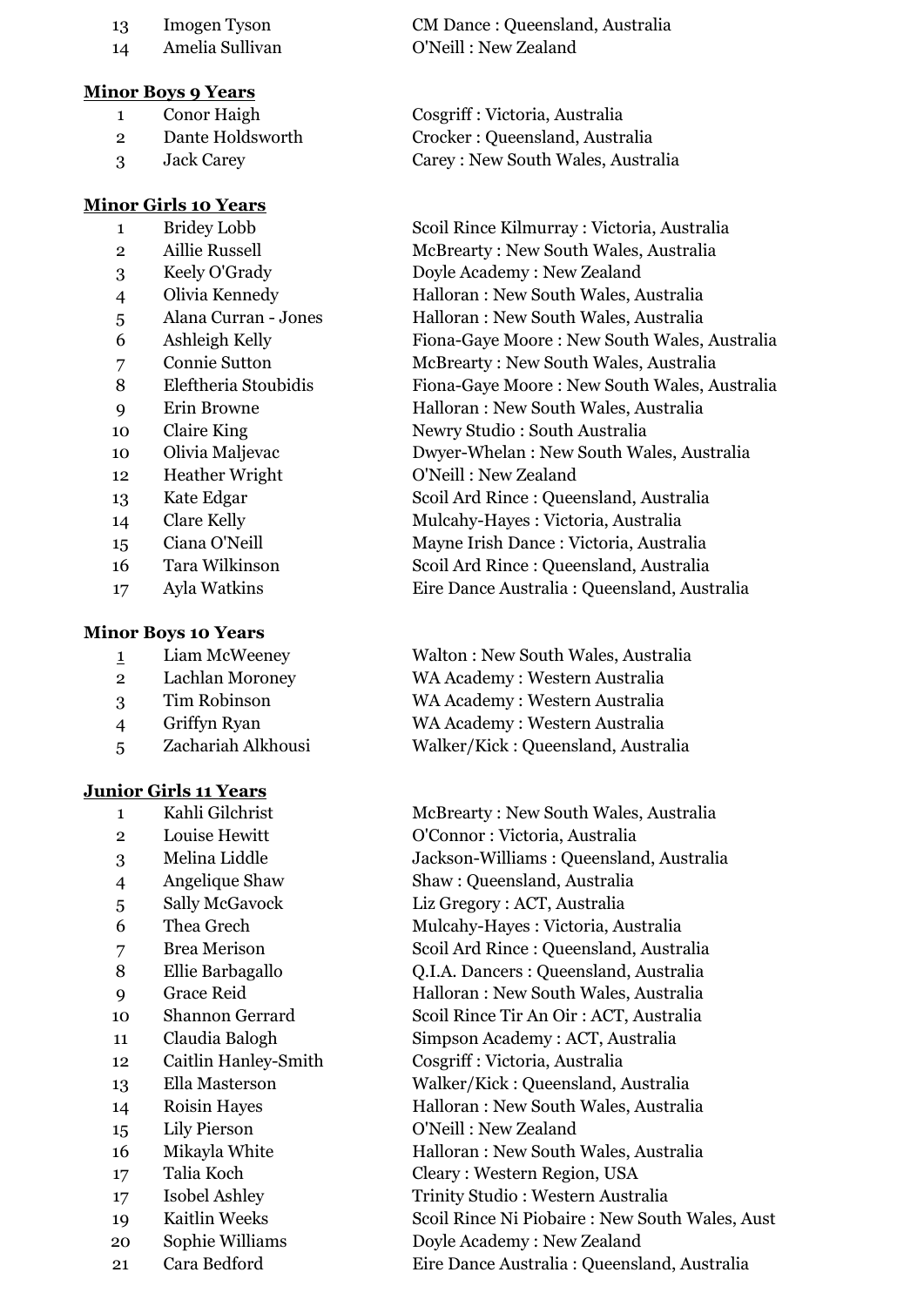| | | |
|---|---|---|
| 13 | Imogen Tyson | CM Dance : Queensland, Australia |
| 14 | Amelia Sullivan | O'Neill : New Zealand |

**Minor Boys 9 Years**

| | | |
|---|---|---|
| 1 | Conor Haigh | Cosgriff : Victoria, Australia |
| 2 | Dante Holdsworth | Crocker : Queensland, Australia |
| 3 | Jack Carey | Carey : New South Wales, Australia |

**Minor Girls 10 Years**

| | | |
|---|---|---|
| 1 | Bridey Lobb | Scoil Rince Kilmurray : Victoria, Australia |
| 2 | Aillie Russell | McBrearty : New South Wales, Australia |
| 3 | Keely O'Grady | Doyle Academy : New Zealand |
| 4 | Olivia Kennedy | Halloran : New South Wales, Australia |
| 5 | Alana Curran - Jones | Halloran : New South Wales, Australia |
| 6 | Ashleigh Kelly | Fiona-Gaye Moore : New South Wales, Australia |
| 7 | Connie Sutton | McBrearty : New South Wales, Australia |
| 8 | Eleftheria Stoubidis | Fiona-Gaye Moore : New South Wales, Australia |
| 9 | Erin Browne | Halloran : New South Wales, Australia |
| 10 | Claire King | Newry Studio : South Australia |
| 10 | Olivia Maljevac | Dwyer-Whelan : New South Wales, Australia |
| 12 | Heather Wright | O'Neill : New Zealand |
| 13 | Kate Edgar | Scoil Ard Rince : Queensland, Australia |
| 14 | Clare Kelly | Mulcahy-Hayes : Victoria, Australia |
| 15 | Ciana O'Neill | Mayne Irish Dance : Victoria, Australia |
| 16 | Tara Wilkinson | Scoil Ard Rince : Queensland, Australia |
| 17 | Ayla Watkins | Eire Dance Australia : Queensland, Australia |

**Minor Boys 10 Years**

| | | |
|---|---|---|
| 1 | Liam McWeeney | Walton : New South Wales, Australia |
| 2 | Lachlan Moroney | WA Academy : Western Australia |
| 3 | Tim Robinson | WA Academy : Western Australia |
| 4 | Griffyn Ryan | WA Academy : Western Australia |
| 5 | Zachariah Alkhousi | Walker/Kick : Queensland, Australia |

**Junior Girls 11 Years**

| | | |
|---|---|---|
| 1 | Kahli Gilchrist | McBrearty : New South Wales, Australia |
| 2 | Louise Hewitt | O'Connor : Victoria, Australia |
| 3 | Melina Liddle | Jackson-Williams : Queensland, Australia |
| 4 | Angelique Shaw | Shaw : Queensland, Australia |
| 5 | Sally McGavock | Liz Gregory : ACT, Australia |
| 6 | Thea Grech | Mulcahy-Hayes : Victoria, Australia |
| 7 | Brea Merison | Scoil Ard Rince : Queensland, Australia |
| 8 | Ellie Barbagallo | Q.I.A. Dancers : Queensland, Australia |
| 9 | Grace Reid | Halloran : New South Wales, Australia |
| 10 | Shannon Gerrard | Scoil Rince Tir An Oir : ACT, Australia |
| 11 | Claudia Balogh | Simpson Academy : ACT, Australia |
| 12 | Caitlin Hanley-Smith | Cosgriff : Victoria, Australia |
| 13 | Ella Masterson | Walker/Kick : Queensland, Australia |
| 14 | Roisin Hayes | Halloran : New South Wales, Australia |
| 15 | Lily Pierson | O'Neill : New Zealand |
| 16 | Mikayla White | Halloran : New South Wales, Australia |
| 17 | Talia Koch | Cleary : Western Region, USA |
| 17 | Isobel Ashley | Trinity Studio : Western Australia |
| 19 | Kaitlin Weeks | Scoil Rince Ni Piobaire : New South Wales, Aust |
| 20 | Sophie Williams | Doyle Academy : New Zealand |
| 21 | Cara Bedford | Eire Dance Australia : Queensland, Australia |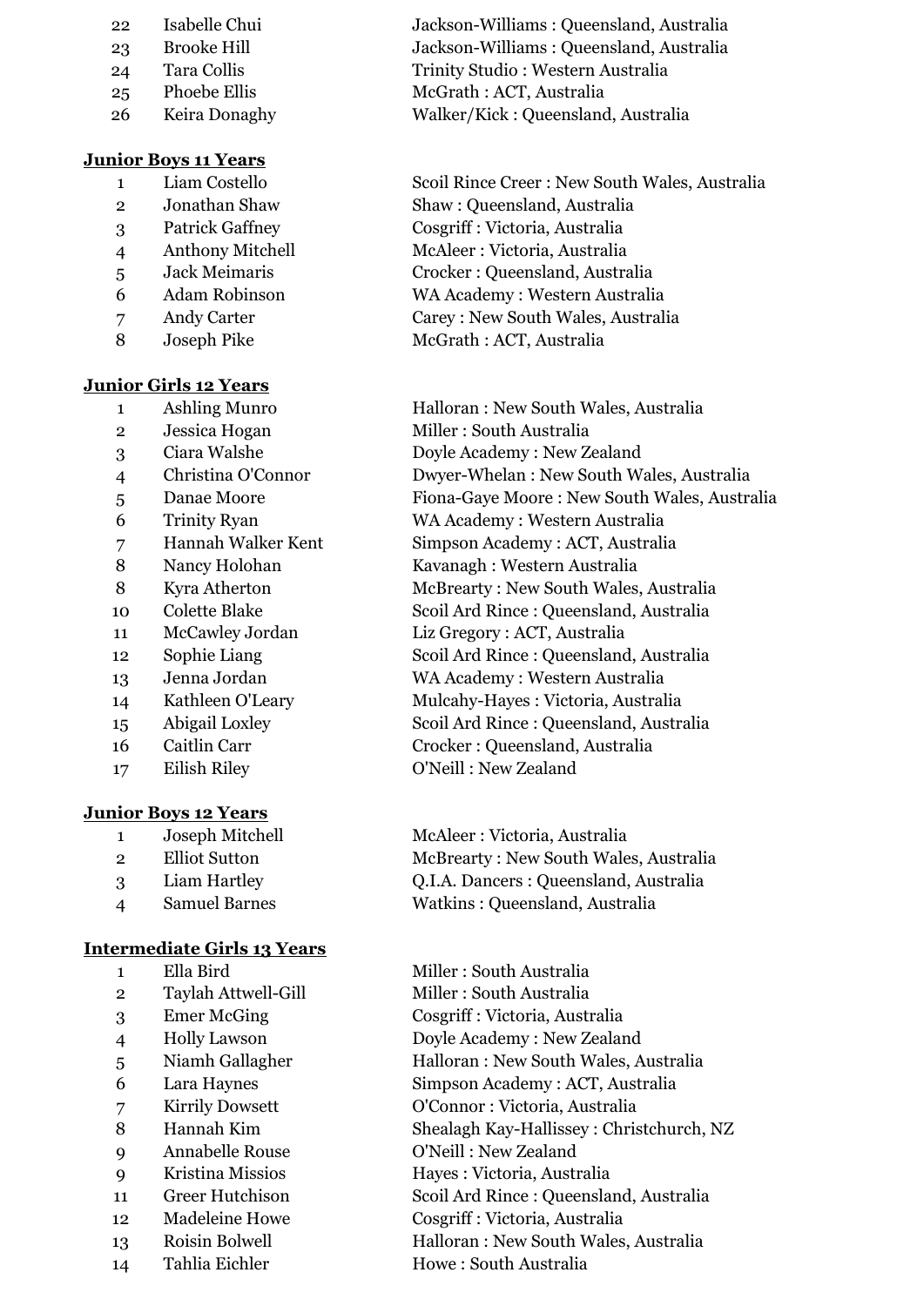| | | |
|---|---|---|
| 22 | Isabelle Chui | Jackson-Williams : Queensland, Australia |
| 23 | Brooke Hill | Jackson-Williams : Queensland, Australia |
| 24 | Tara Collis | Trinity Studio : Western Australia |
| 25 | Phoebe Ellis | McGrath : ACT, Australia |
| 26 | Keira Donaghy | Walker/Kick : Queensland, Australia |

**Junior Boys 11 Years**

| | | |
|---|---|---|
| 1 | Liam Costello | Scoil Rince Creer : New South Wales, Australia |
| 2 | Jonathan Shaw | Shaw : Queensland, Australia |
| 3 | Patrick Gaffney | Cosgriff : Victoria, Australia |
| 4 | Anthony Mitchell | McAleer : Victoria, Australia |
| 5 | Jack Meimaris | Crocker : Queensland, Australia |
| 6 | Adam Robinson | WA Academy : Western Australia |
| 7 | Andy Carter | Carey : New South Wales, Australia |
| 8 | Joseph Pike | McGrath : ACT, Australia |

**Junior Girls 12 Years**

| | | |
|---|---|---|
| 1 | Ashling Munro | Halloran : New South Wales, Australia |
| 2 | Jessica Hogan | Miller : South Australia |
| 3 | Ciara Walshe | Doyle Academy : New Zealand |
| 4 | Christina O'Connor | Dwyer-Whelan : New South Wales, Australia |
| 5 | Danae Moore | Fiona-Gaye Moore : New South Wales, Australia |
| 6 | Trinity Ryan | WA Academy : Western Australia |
| 7 | Hannah Walker Kent | Simpson Academy : ACT, Australia |
| 8 | Nancy Holohan | Kavanagh : Western Australia |
| 8 | Kyra Atherton | McBrearty : New South Wales, Australia |
| 10 | Colette Blake | Scoil Ard Rince : Queensland, Australia |
| 11 | McCawley Jordan | Liz Gregory : ACT, Australia |
| 12 | Sophie Liang | Scoil Ard Rince : Queensland, Australia |
| 13 | Jenna Jordan | WA Academy : Western Australia |
| 14 | Kathleen O'Leary | Mulcahy-Hayes : Victoria, Australia |
| 15 | Abigail Loxley | Scoil Ard Rince : Queensland, Australia |
| 16 | Caitlin Carr | Crocker : Queensland, Australia |
| 17 | Eilish Riley | O'Neill : New Zealand |

**Junior Boys 12 Years**

| | | |
|---|---|---|
| 1 | Joseph Mitchell | McAleer : Victoria, Australia |
| 2 | Elliot Sutton | McBrearty : New South Wales, Australia |
| 3 | Liam Hartley | Q.I.A. Dancers : Queensland, Australia |
| 4 | Samuel Barnes | Watkins : Queensland, Australia |

**Intermediate Girls 13 Years**

| | | |
|---|---|---|
| 1 | Ella Bird | Miller : South Australia |
| 2 | Taylah Attwell-Gill | Miller : South Australia |
| 3 | Emer McGing | Cosgriff : Victoria, Australia |
| 4 | Holly Lawson | Doyle Academy : New Zealand |
| 5 | Niamh Gallagher | Halloran : New South Wales, Australia |
| 6 | Lara Haynes | Simpson Academy : ACT, Australia |
| 7 | Kirrily Dowsett | O'Connor : Victoria, Australia |
| 8 | Hannah Kim | Shealagh Kay-Hallissey : Christchurch, NZ |
| 9 | Annabelle Rouse | O'Neill : New Zealand |
| 9 | Kristina Missios | Hayes : Victoria, Australia |
| 11 | Greer Hutchison | Scoil Ard Rince : Queensland, Australia |
| 12 | Madeleine Howe | Cosgriff : Victoria, Australia |
| 13 | Roisin Bolwell | Halloran : New South Wales, Australia |
| 14 | Tahlia Eichler | Howe : South Australia |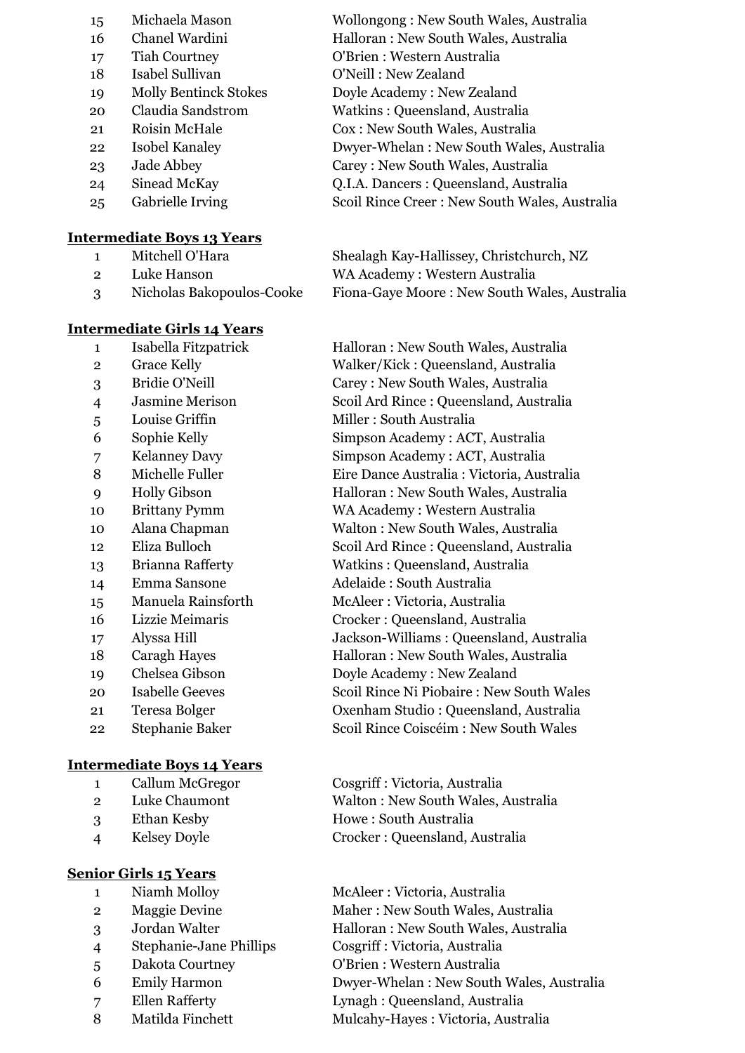| | | |
|---|---|---|
| 15 | Michaela Mason | Wollongong : New South Wales, Australia |
| 16 | Chanel Wardini | Halloran : New South Wales, Australia |
| 17 | Tiah Courtney | O'Brien : Western Australia |
| 18 | Isabel Sullivan | O'Neill : New Zealand |
| 19 | Molly Bentinck Stokes | Doyle Academy : New Zealand |
| 20 | Claudia Sandstrom | Watkins : Queensland, Australia |
| 21 | Roisin McHale | Cox : New South Wales, Australia |
| 22 | Isobel Kanaley | Dwyer-Whelan : New South Wales, Australia |
| 23 | Jade Abbey | Carey : New South Wales, Australia |
| 24 | Sinead McKay | Q.I.A. Dancers : Queensland, Australia |
| 25 | Gabrielle Irving | Scoil Rince Creer : New South Wales, Australia |

**Intermediate Boys 13 Years**

| | | |
|---|---|---|
| 1 | Mitchell O'Hara | Shealagh Kay-Hallissey, Christchurch, NZ |
| 2 | Luke Hanson | WA Academy : Western Australia |
| 3 | Nicholas Bakopoulos-Cooke | Fiona-Gaye Moore : New South Wales, Australia |

**Intermediate Girls 14 Years**

| | | |
|---|---|---|
| 1 | Isabella Fitzpatrick | Halloran : New South Wales, Australia |
| 2 | Grace Kelly | Walker/Kick : Queensland, Australia |
| 3 | Bridie O'Neill | Carey : New South Wales, Australia |
| 4 | Jasmine Merison | Scoil Ard Rince : Queensland, Australia |
| 5 | Louise Griffin | Miller : South Australia |
| 6 | Sophie Kelly | Simpson Academy : ACT, Australia |
| 7 | Kelanney Davy | Simpson Academy : ACT, Australia |
| 8 | Michelle Fuller | Eire Dance Australia : Victoria, Australia |
| 9 | Holly Gibson | Halloran : New South Wales, Australia |
| 10 | Brittany Pymm | WA Academy : Western Australia |
| 10 | Alana Chapman | Walton : New South Wales, Australia |
| 12 | Eliza Bulloch | Scoil Ard Rince : Queensland, Australia |
| 13 | Brianna Rafferty | Watkins : Queensland, Australia |
| 14 | Emma Sansone | Adelaide : South Australia |
| 15 | Manuela Rainsforth | McAleer : Victoria, Australia |
| 16 | Lizzie Meimaris | Crocker : Queensland, Australia |
| 17 | Alyssa Hill | Jackson-Williams : Queensland, Australia |
| 18 | Caragh Hayes | Halloran : New South Wales, Australia |
| 19 | Chelsea Gibson | Doyle Academy : New Zealand |
| 20 | Isabelle Geeves | Scoil Rince Ni Piobaire : New South Wales |
| 21 | Teresa Bolger | Oxenham Studio : Queensland, Australia |
| 22 | Stephanie Baker | Scoil Rince Coiscéim : New South Wales |

**Intermediate Boys 14 Years**

| | | |
|---|---|---|
| 1 | Callum McGregor | Cosgriff : Victoria, Australia |
| 2 | Luke Chaumont | Walton : New South Wales, Australia |
| 3 | Ethan Kesby | Howe : South Australia |
| 4 | Kelsey Doyle | Crocker : Queensland, Australia |

**Senior Girls 15 Years**

| | | |
|---|---|---|
| 1 | Niamh Molloy | McAleer : Victoria, Australia |
| 2 | Maggie Devine | Maher : New South Wales, Australia |
| 3 | Jordan Walter | Halloran : New South Wales, Australia |
| 4 | Stephanie-Jane Phillips | Cosgriff : Victoria, Australia |
| 5 | Dakota Courtney | O'Brien : Western Australia |
| 6 | Emily Harmon | Dwyer-Whelan : New South Wales, Australia |
| 7 | Ellen Rafferty | Lynagh : Queensland, Australia |
| 8 | Matilda Finchett | Mulcahy-Hayes : Victoria, Australia |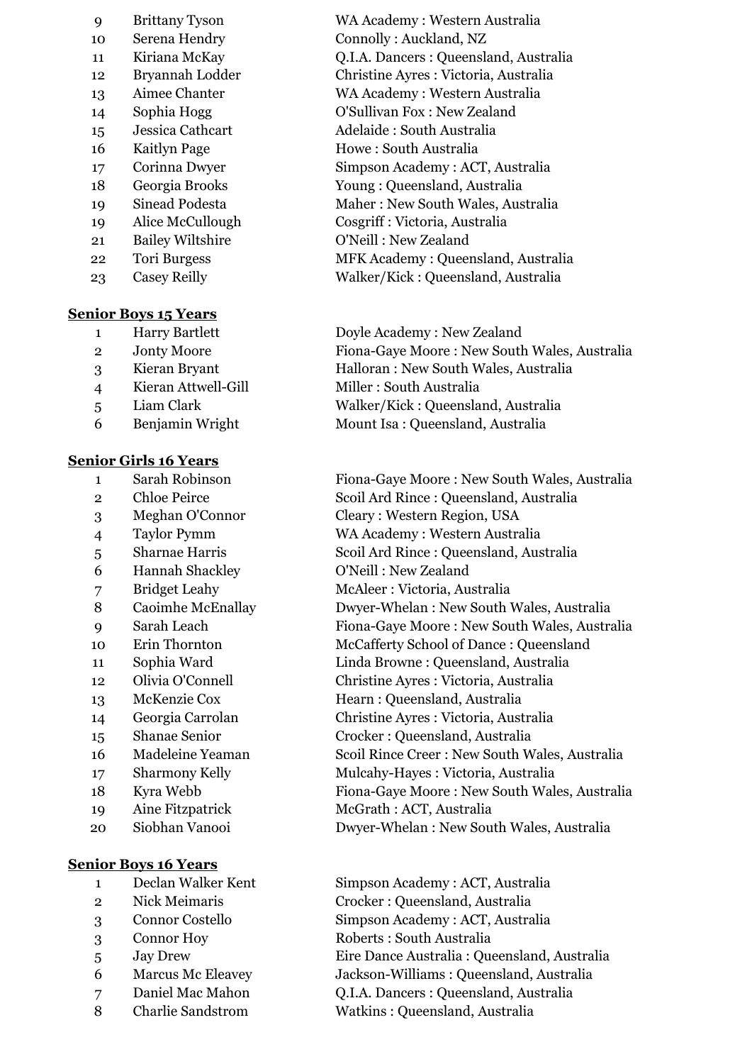| | | |
|---|---|---|
| 9 | Brittany Tyson | WA Academy : Western Australia |
| 10 | Serena Hendry | Connolly : Auckland, NZ |
| 11 | Kiriana McKay | Q.I.A. Dancers : Queensland, Australia |
| 12 | Bryannah Lodder | Christine Ayres : Victoria, Australia |
| 13 | Aimee Chanter | WA Academy : Western Australia |
| 14 | Sophia Hogg | O'Sullivan Fox : New Zealand |
| 15 | Jessica Cathcart | Adelaide : South Australia |
| 16 | Kaitlyn Page | Howe : South Australia |
| 17 | Corinna Dwyer | Simpson Academy : ACT, Australia |
| 18 | Georgia Brooks | Young : Queensland, Australia |
| 19 | Sinead Podesta | Maher : New South Wales, Australia |
| 19 | Alice McCullough | Cosgriff : Victoria, Australia |
| 21 | Bailey Wiltshire | O'Neill : New Zealand |
| 22 | Tori Burgess | MFK Academy : Queensland, Australia |
| 23 | Casey Reilly | Walker/Kick : Queensland, Australia |

**Senior Boys 15 Years**

| | | |
|---|---|---|
| 1 | Harry Bartlett | Doyle Academy : New Zealand |
| 2 | Jonty Moore | Fiona-Gaye Moore : New South Wales, Australia |
| 3 | Kieran Bryant | Halloran : New South Wales, Australia |
| 4 | Kieran Attwell-Gill | Miller : South Australia |
| 5 | Liam Clark | Walker/Kick : Queensland, Australia |
| 6 | Benjamin Wright | Mount Isa : Queensland, Australia |

**Senior Girls 16 Years**

| | | |
|---|---|---|
| 1 | Sarah Robinson | Fiona-Gaye Moore : New South Wales, Australia |
| 2 | Chloe Peirce | Scoil Ard Rince : Queensland, Australia |
| 3 | Meghan O'Connor | Cleary : Western Region, USA |
| 4 | Taylor Pymm | WA Academy : Western Australia |
| 5 | Sharnae Harris | Scoil Ard Rince : Queensland, Australia |
| 6 | Hannah Shackley | O'Neill : New Zealand |
| 7 | Bridget Leahy | McAleer : Victoria, Australia |
| 8 | Caoimhe McEnallay | Dwyer-Whelan : New South Wales, Australia |
| 9 | Sarah Leach | Fiona-Gaye Moore : New South Wales, Australia |
| 10 | Erin Thornton | McCafferty School of Dance : Queensland |
| 11 | Sophia Ward | Linda Browne : Queensland, Australia |
| 12 | Olivia O'Connell | Christine Ayres : Victoria, Australia |
| 13 | McKenzie Cox | Hearn : Queensland, Australia |
| 14 | Georgia Carrolan | Christine Ayres : Victoria, Australia |
| 15 | Shanae Senior | Crocker : Queensland, Australia |
| 16 | Madeleine Yeaman | Scoil Rince Creer : New South Wales, Australia |
| 17 | Sharmony Kelly | Mulcahy-Hayes : Victoria, Australia |
| 18 | Kyra Webb | Fiona-Gaye Moore : New South Wales, Australia |
| 19 | Aine Fitzpatrick | McGrath : ACT, Australia |
| 20 | Siobhan Vanooi | Dwyer-Whelan : New South Wales, Australia |

**Senior Boys 16 Years**

| | | |
|---|---|---|
| 1 | Declan Walker Kent | Simpson Academy : ACT, Australia |
| 2 | Nick Meimaris | Crocker : Queensland, Australia |
| 3 | Connor Costello | Simpson Academy : ACT, Australia |
| 3 | Connor Hoy | Roberts : South Australia |
| 5 | Jay Drew | Eire Dance Australia : Queensland, Australia |
| 6 | Marcus Mc Eleavey | Jackson-Williams : Queensland, Australia |
| 7 | Daniel Mac Mahon | Q.I.A. Dancers : Queensland, Australia |
| 8 | Charlie Sandstrom | Watkins : Queensland, Australia |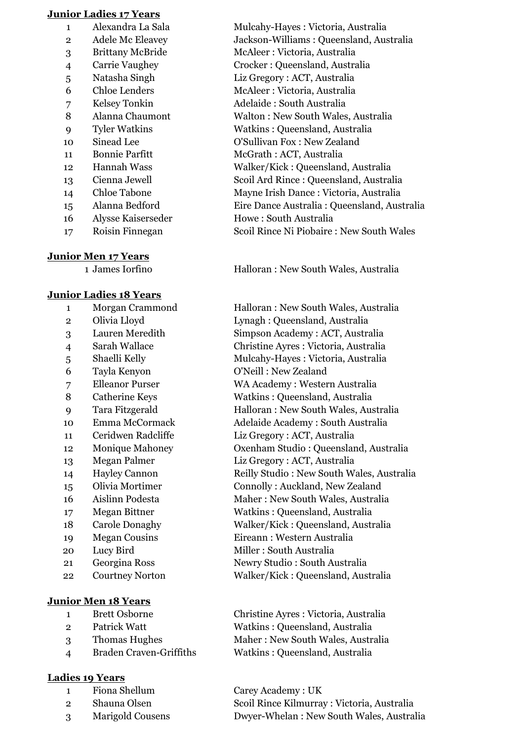**Junior Ladies 17 Years**

| | | |
|---|---|---|
| 1 | Alexandra La Sala | Mulcahy-Hayes : Victoria, Australia |
| 2 | Adele Mc Eleavey | Jackson-Williams : Queensland, Australia |
| 3 | Brittany McBride | McAleer : Victoria, Australia |
| 4 | Carrie Vaughey | Crocker : Queensland, Australia |
| 5 | Natasha Singh | Liz Gregory : ACT, Australia |
| 6 | Chloe Lenders | McAleer : Victoria, Australia |
| 7 | Kelsey Tonkin | Adelaide : South Australia |
| 8 | Alanna Chaumont | Walton : New South Wales, Australia |
| 9 | Tyler Watkins | Watkins : Queensland, Australia |
| 10 | Sinead Lee | O'Sullivan Fox : New Zealand |
| 11 | Bonnie Parfitt | McGrath : ACT, Australia |
| 12 | Hannah Wass | Walker/Kick : Queensland, Australia |
| 13 | Cienna Jewell | Scoil Ard Rince : Queensland, Australia |
| 14 | Chloe Tabone | Mayne Irish Dance : Victoria, Australia |
| 15 | Alanna Bedford | Eire Dance Australia : Queensland, Australia |
| 16 | Alysse Kaiserseder | Howe : South Australia |
| 17 | Roisin Finnegan | Scoil Rince Ni Piobaire : New South Wales |

**Junior Men 17 Years**

| | | |
|---|---|---|
| 1 | James Iorfino | Halloran : New South Wales, Australia |

**Junior Ladies 18 Years**

| | | |
|---|---|---|
| 1 | Morgan Crammond | Halloran : New South Wales, Australia |
| 2 | Olivia Lloyd | Lynagh : Queensland, Australia |
| 3 | Lauren Meredith | Simpson Academy : ACT, Australia |
| 4 | Sarah Wallace | Christine Ayres : Victoria, Australia |
| 5 | Shaelli Kelly | Mulcahy-Hayes : Victoria, Australia |
| 6 | Tayla Kenyon | O'Neill : New Zealand |
| 7 | Elleanor Purser | WA Academy : Western Australia |
| 8 | Catherine Keys | Watkins : Queensland, Australia |
| 9 | Tara Fitzgerald | Halloran : New South Wales, Australia |
| 10 | Emma McCormack | Adelaide Academy : South Australia |
| 11 | Ceridwen Radcliffe | Liz Gregory : ACT, Australia |
| 12 | Monique Mahoney | Oxenham Studio : Queensland, Australia |
| 13 | Megan Palmer | Liz Gregory : ACT, Australia |
| 14 | Hayley Cannon | Reilly Studio : New South Wales, Australia |
| 15 | Olivia Mortimer | Connolly : Auckland, New Zealand |
| 16 | Aislinn Podesta | Maher : New South Wales, Australia |
| 17 | Megan Bittner | Watkins : Queensland, Australia |
| 18 | Carole Donaghy | Walker/Kick : Queensland, Australia |
| 19 | Megan Cousins | Eireann : Western Australia |
| 20 | Lucy Bird | Miller : South Australia |
| 21 | Georgina Ross | Newry Studio : South Australia |
| 22 | Courtney Norton | Walker/Kick : Queensland, Australia |

**Junior Men 18 Years**

| | | |
|---|---|---|
| 1 | Brett Osborne | Christine Ayres : Victoria, Australia |
| 2 | Patrick Watt | Watkins : Queensland, Australia |
| 3 | Thomas Hughes | Maher : New South Wales, Australia |
| 4 | Braden Craven-Griffiths | Watkins : Queensland, Australia |

**Ladies 19 Years**

| | | |
|---|---|---|
| 1 | Fiona Shellum | Carey Academy : UK |
| 2 | Shauna Olsen | Scoil Rince Kilmurray : Victoria, Australia |
| 3 | Marigold Cousens | Dwyer-Whelan : New South Wales, Australia |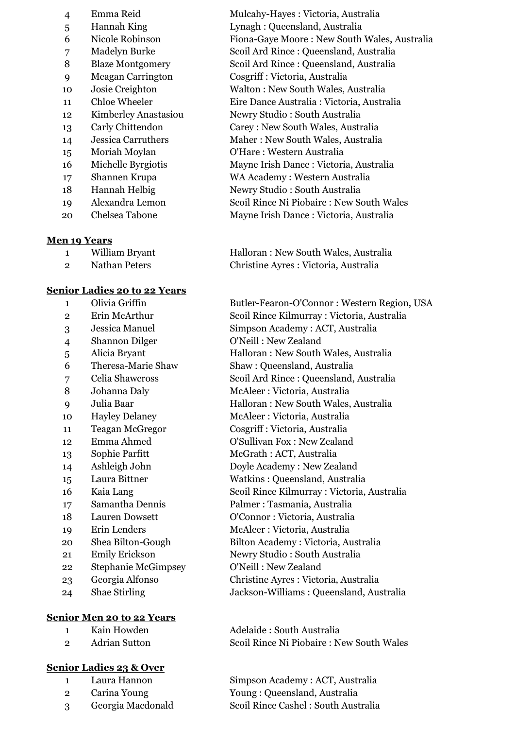| | | |
|---|---|---|
| 4 | Emma Reid | Mulcahy-Hayes : Victoria, Australia |
| 5 | Hannah King | Lynagh : Queensland, Australia |
| 6 | Nicole Robinson | Fiona-Gaye Moore : New South Wales, Australia |
| 7 | Madelyn Burke | Scoil Ard Rince : Queensland, Australia |
| 8 | Blaze Montgomery | Scoil Ard Rince : Queensland, Australia |
| 9 | Meagan Carrington | Cosgriff : Victoria, Australia |
| 10 | Josie Creighton | Walton : New South Wales, Australia |
| 11 | Chloe Wheeler | Eire Dance Australia : Victoria, Australia |
| 12 | Kimberley Anastasiou | Newry Studio : South Australia |
| 13 | Carly Chittendon | Carey : New South Wales, Australia |
| 14 | Jessica Carruthers | Maher : New South Wales, Australia |
| 15 | Moriah Moylan | O'Hare : Western Australia |
| 16 | Michelle Byrgiotis | Mayne Irish Dance : Victoria, Australia |
| 17 | Shannen Krupa | WA Academy : Western Australia |
| 18 | Hannah Helbig | Newry Studio : South Australia |
| 19 | Alexandra Lemon | Scoil Rince Ni Piobaire : New South Wales |
| 20 | Chelsea Tabone | Mayne Irish Dance : Victoria, Australia |

**Men 19 Years**

| | | |
|---|---|---|
| 1 | William Bryant | Halloran : New South Wales, Australia |
| 2 | Nathan Peters | Christine Ayres : Victoria, Australia |

**Senior Ladies 20 to 22 Years**

| | | |
|---|---|---|
| 1 | Olivia Griffin | Butler-Fearon-O'Connor : Western Region, USA |
| 2 | Erin McArthur | Scoil Rince Kilmurray : Victoria, Australia |
| 3 | Jessica Manuel | Simpson Academy : ACT, Australia |
| 4 | Shannon Dilger | O'Neill : New Zealand |
| 5 | Alicia Bryant | Halloran : New South Wales, Australia |
| 6 | Theresa-Marie Shaw | Shaw : Queensland, Australia |
| 7 | Celia Shawcross | Scoil Ard Rince : Queensland, Australia |
| 8 | Johanna Daly | McAleer : Victoria, Australia |
| 9 | Julia Baar | Halloran : New South Wales, Australia |
| 10 | Hayley Delaney | McAleer : Victoria, Australia |
| 11 | Teagan McGregor | Cosgriff : Victoria, Australia |
| 12 | Emma Ahmed | O'Sullivan Fox : New Zealand |
| 13 | Sophie Parfitt | McGrath : ACT, Australia |
| 14 | Ashleigh John | Doyle Academy : New Zealand |
| 15 | Laura Bittner | Watkins : Queensland, Australia |
| 16 | Kaia Lang | Scoil Rince Kilmurray : Victoria, Australia |
| 17 | Samantha Dennis | Palmer : Tasmania, Australia |
| 18 | Lauren Dowsett | O'Connor : Victoria, Australia |
| 19 | Erin Lenders | McAleer : Victoria, Australia |
| 20 | Shea Bilton-Gough | Bilton Academy : Victoria, Australia |
| 21 | Emily Erickson | Newry Studio : South Australia |
| 22 | Stephanie McGimpsey | O'Neill : New Zealand |
| 23 | Georgia Alfonso | Christine Ayres : Victoria, Australia |
| 24 | Shae Stirling | Jackson-Williams : Queensland, Australia |

**Senior Men 20 to 22 Years**

| | | |
|---|---|---|
| 1 | Kain Howden | Adelaide : South Australia |
| 2 | Adrian Sutton | Scoil Rince Ni Piobaire : New South Wales |

**Senior Ladies 23 & Over**

| | | |
|---|---|---|
| 1 | Laura Hannon | Simpson Academy : ACT, Australia |
| 2 | Carina Young | Young : Queensland, Australia |
| 3 | Georgia Macdonald | Scoil Rince Cashel : South Australia |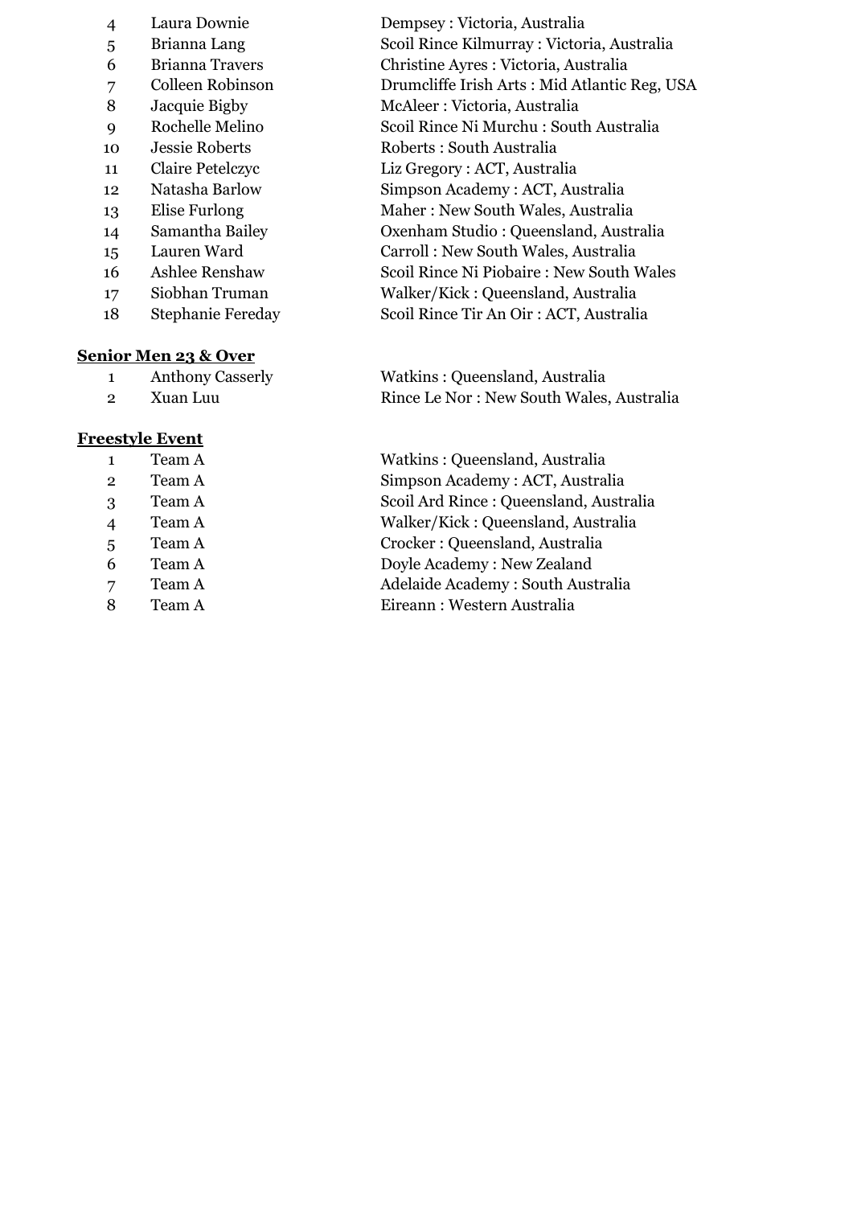| | | |
|---|---|---|
| 4 | Laura Downie | Dempsey : Victoria, Australia |
| 5 | Brianna Lang | Scoil Rince Kilmurray : Victoria, Australia |
| 6 | Brianna Travers | Christine Ayres : Victoria, Australia |
| 7 | Colleen Robinson | Drumcliffe Irish Arts : Mid Atlantic Reg, USA |
| 8 | Jacquie Bigby | McAleer : Victoria, Australia |
| 9 | Rochelle Melino | Scoil Rince Ni Murchu : South Australia |
| 10 | Jessie Roberts | Roberts : South Australia |
| 11 | Claire Petelczyc | Liz Gregory : ACT, Australia |
| 12 | Natasha Barlow | Simpson Academy : ACT, Australia |
| 13 | Elise Furlong | Maher : New South Wales, Australia |
| 14 | Samantha Bailey | Oxenham Studio : Queensland, Australia |
| 15 | Lauren Ward | Carroll : New South Wales, Australia |
| 16 | Ashlee Renshaw | Scoil Rince Ni Piobaire : New South Wales |
| 17 | Siobhan Truman | Walker/Kick : Queensland, Australia |
| 18 | Stephanie Fereday | Scoil Rince Tir An Oir : ACT, Australia |

**Senior Men 23 & Over**

| | | |
|---|---|---|
| 1 | Anthony Casserly | Watkins : Queensland, Australia |
| 2 | Xuan Luu | Rince Le Nor : New South Wales, Australia |

**Freestyle Event**

| | | |
|---|---|---|
| 1 | Team A | Watkins : Queensland, Australia |
| 2 | Team A | Simpson Academy : ACT, Australia |
| 3 | Team A | Scoil Ard Rince : Queensland, Australia |
| 4 | Team A | Walker/Kick : Queensland, Australia |
| 5 | Team A | Crocker : Queensland, Australia |
| 6 | Team A | Doyle Academy : New Zealand |
| 7 | Team A | Adelaide Academy : South Australia |
| 8 | Team A | Eireann : Western Australia |